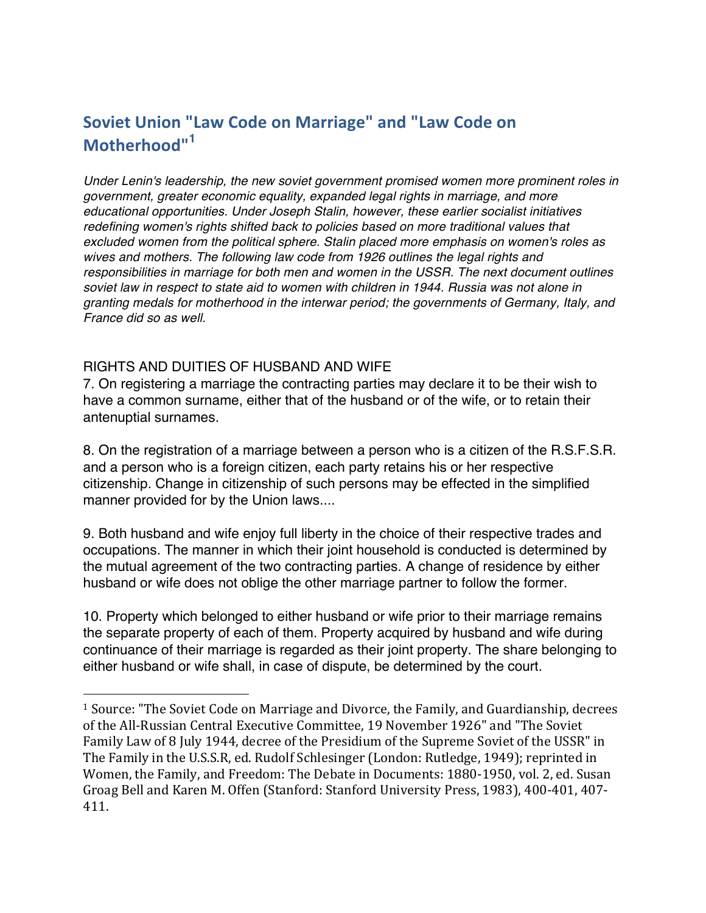## Soviet Union "Law Code on Marriage" and "Law Code on Motherhood"[1]

*Under Lenin's leadership, the new soviet government promised women more prominent roles in government, greater economic equality, expanded legal rights in marriage, and more educational opportunities. Under Joseph Stalin, however, these earlier socialist initiatives redefining women's rights shifted back to policies based on more traditional values that excluded women from the political sphere. Stalin placed more emphasis on women's roles as wives and mothers. The following law code from 1926 outlines the legal rights and responsibilities in marriage for both men and women in the USSR. The next document outlines soviet law in respect to state aid to women with children in 1944. Russia was not alone in granting medals for motherhood in the interwar period; the governments of Germany, Italy, and France did so as well.*

RIGHTS AND DUTIES OF HUSBAND AND WIFE

7. On registering a marriage the contracting parties may declare it to be their wish to have a common surname, either that of the husband or of the wife, or to retain their antenuptial surnames.

8. On the registration of a marriage between a person who is a citizen of the R.S.F.S.R. and a person who is a foreign citizen, each party retains his or her respective citizenship. Change in citizenship of such persons may be effected in the simplified manner provided for by the Union laws....

9. Both husband and wife enjoy full liberty in the choice of their respective trades and occupations. The manner in which their joint household is conducted is determined by the mutual agreement of the two contracting parties. A change of residence by either husband or wife does not oblige the other marriage partner to follow the former.

10. Property which belonged to either husband or wife prior to their marriage remains the separate property of each of them. Property acquired by husband and wife during continuance of their marriage is regarded as their joint property. The share belonging to either husband or wife shall, in case of dispute, be determined by the court.

---

[1] Source: "The Soviet Code on Marriage and Divorce, the Family, and Guardianship, decrees of the All-Russian Central Executive Committee, 19 November 1926" and "The Soviet Family Law of 8 July 1944, decree of the Presidium of the Supreme Soviet of the USSR" in The Family in the U.S.S.R, ed. Rudolf Schlesinger (London: Rutledge, 1949); reprinted in Women, the Family, and Freedom: The Debate in Documents: 1880-1950, vol. 2, ed. Susan Groag Bell and Karen M. Offen (Stanford: Stanford University Press, 1983), 400-401, 407-411.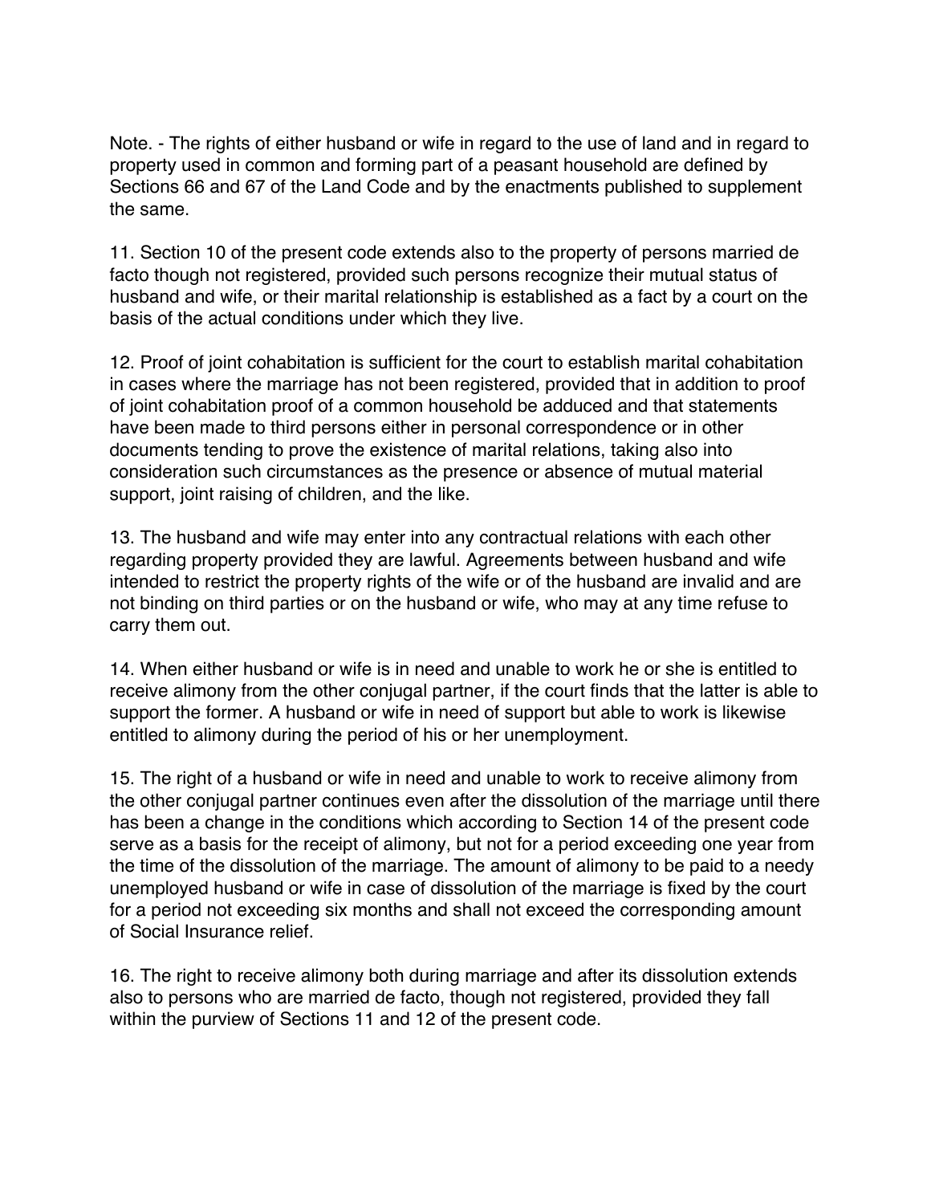Note. - The rights of either husband or wife in regard to the use of land and in regard to property used in common and forming part of a peasant household are defined by Sections 66 and 67 of the Land Code and by the enactments published to supplement the same.

11. Section 10 of the present code extends also to the property of persons married de facto though not registered, provided such persons recognize their mutual status of husband and wife, or their marital relationship is established as a fact by a court on the basis of the actual conditions under which they live.

12. Proof of joint cohabitation is sufficient for the court to establish marital cohabitation in cases where the marriage has not been registered, provided that in addition to proof of joint cohabitation proof of a common household be adduced and that statements have been made to third persons either in personal correspondence or in other documents tending to prove the existence of marital relations, taking also into consideration such circumstances as the presence or absence of mutual material support, joint raising of children, and the like.

13. The husband and wife may enter into any contractual relations with each other regarding property provided they are lawful. Agreements between husband and wife intended to restrict the property rights of the wife or of the husband are invalid and are not binding on third parties or on the husband or wife, who may at any time refuse to carry them out.

14. When either husband or wife is in need and unable to work he or she is entitled to receive alimony from the other conjugal partner, if the court finds that the latter is able to support the former. A husband or wife in need of support but able to work is likewise entitled to alimony during the period of his or her unemployment.

15. The right of a husband or wife in need and unable to work to receive alimony from the other conjugal partner continues even after the dissolution of the marriage until there has been a change in the conditions which according to Section 14 of the present code serve as a basis for the receipt of alimony, but not for a period exceeding one year from the time of the dissolution of the marriage. The amount of alimony to be paid to a needy unemployed husband or wife in case of dissolution of the marriage is fixed by the court for a period not exceeding six months and shall not exceed the corresponding amount of Social Insurance relief.

16. The right to receive alimony both during marriage and after its dissolution extends also to persons who are married de facto, though not registered, provided they fall within the purview of Sections 11 and 12 of the present code.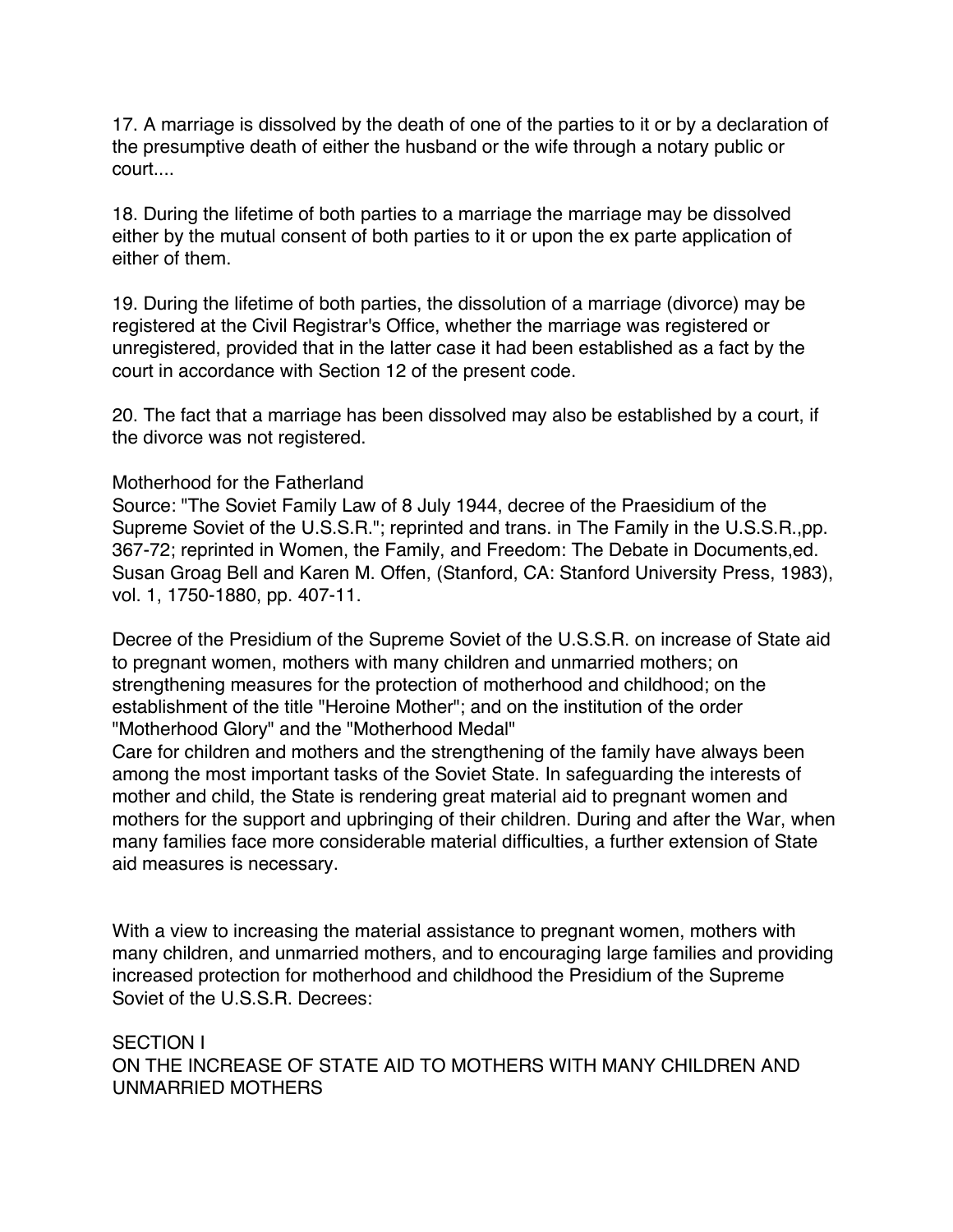17. A marriage is dissolved by the death of one of the parties to it or by a declaration of the presumptive death of either the husband or the wife through a notary public or court....

18. During the lifetime of both parties to a marriage the marriage may be dissolved either by the mutual consent of both parties to it or upon the ex parte application of either of them.

19. During the lifetime of both parties, the dissolution of a marriage (divorce) may be registered at the Civil Registrar's Office, whether the marriage was registered or unregistered, provided that in the latter case it had been established as a fact by the court in accordance with Section 12 of the present code.

20. The fact that a marriage has been dissolved may also be established by a court, if the divorce was not registered.

## Motherhood for the Fatherland

Source: "The Soviet Family Law of 8 July 1944, decree of the Praesidium of the Supreme Soviet of the U.S.S.R."; reprinted and trans. in The Family in the U.S.S.R.,pp. 367-72; reprinted in Women, the Family, and Freedom: The Debate in Documents,ed. Susan Groag Bell and Karen M. Offen, (Stanford, CA: Stanford University Press, 1983), vol. 1, 1750-1880, pp. 407-11.

Decree of the Presidium of the Supreme Soviet of the U.S.S.R. on increase of State aid to pregnant women, mothers with many children and unmarried mothers; on strengthening measures for the protection of motherhood and childhood; on the establishment of the title "Heroine Mother"; and on the institution of the order "Motherhood Glory" and the "Motherhood Medal"

Care for children and mothers and the strengthening of the family have always been among the most important tasks of the Soviet State. In safeguarding the interests of mother and child, the State is rendering great material aid to pregnant women and mothers for the support and upbringing of their children. During and after the War, when many families face more considerable material difficulties, a further extension of State aid measures is necessary.

With a view to increasing the material assistance to pregnant women, mothers with many children, and unmarried mothers, and to encouraging large families and providing increased protection for motherhood and childhood the Presidium of the Supreme Soviet of the U.S.S.R. Decrees:

### SECTION I
### ON THE INCREASE OF STATE AID TO MOTHERS WITH MANY CHILDREN AND UNMARRIED MOTHERS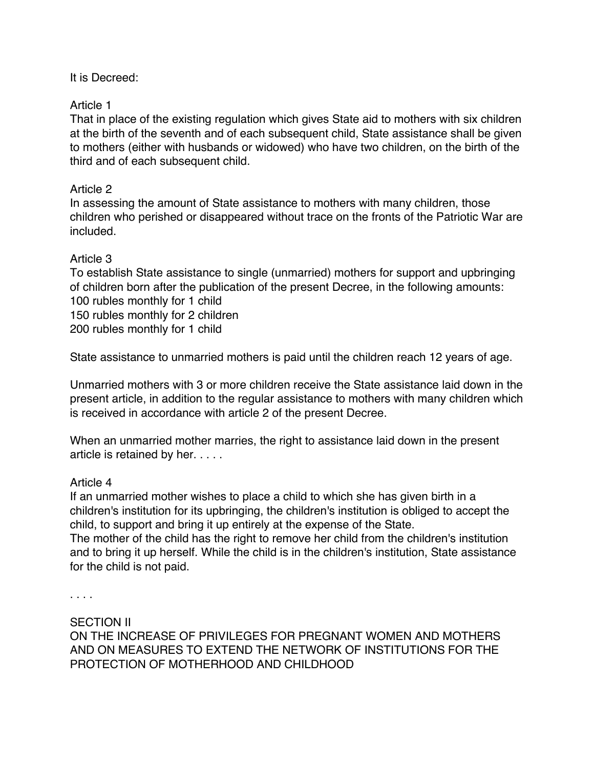It is Decreed:

Article 1

That in place of the existing regulation which gives State aid to mothers with six children at the birth of the seventh and of each subsequent child, State assistance shall be given to mothers (either with husbands or widowed) who have two children, on the birth of the third and of each subsequent child.

Article 2

In assessing the amount of State assistance to mothers with many children, those children who perished or disappeared without trace on the fronts of the Patriotic War are included.

Article 3

To establish State assistance to single (unmarried) mothers for support and upbringing of children born after the publication of the present Decree, in the following amounts:
100 rubles monthly for 1 child
150 rubles monthly for 2 children
200 rubles monthly for 1 child

State assistance to unmarried mothers is paid until the children reach 12 years of age.

Unmarried mothers with 3 or more children receive the State assistance laid down in the present article, in addition to the regular assistance to mothers with many children which is received in accordance with article 2 of the present Decree.

When an unmarried mother marries, the right to assistance laid down in the present article is retained by her. . . . .

Article 4

If an unmarried mother wishes to place a child to which she has given birth in a children's institution for its upbringing, the children's institution is obliged to accept the child, to support and bring it up entirely at the expense of the State.
The mother of the child has the right to remove her child from the children's institution and to bring it up herself. While the child is in the children's institution, State assistance for the child is not paid.

. . . .

SECTION II
ON THE INCREASE OF PRIVILEGES FOR PREGNANT WOMEN AND MOTHERS AND ON MEASURES TO EXTEND THE NETWORK OF INSTITUTIONS FOR THE PROTECTION OF MOTHERHOOD AND CHILDHOOD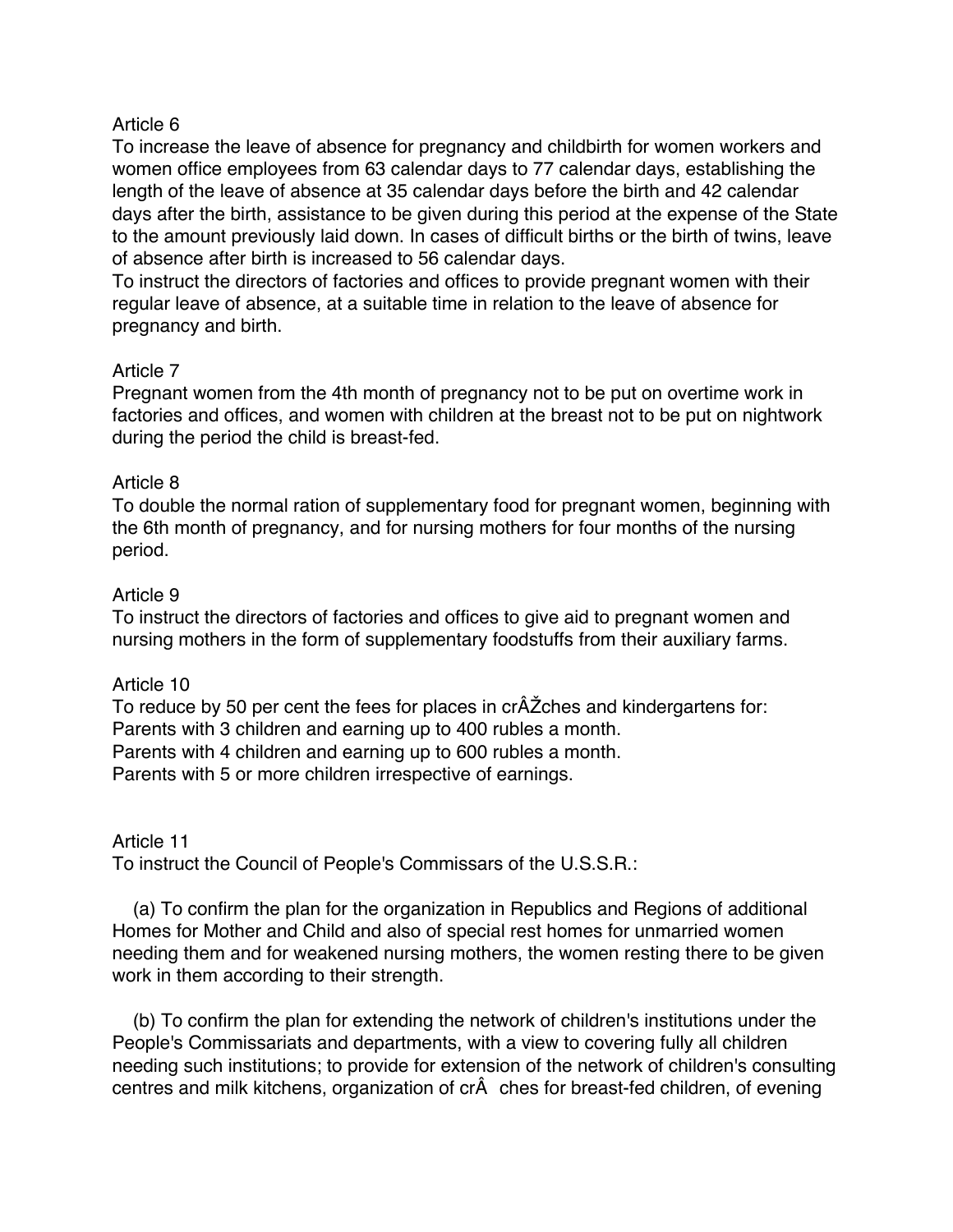Article 6

To increase the leave of absence for pregnancy and childbirth for women workers and women office employees from 63 calendar days to 77 calendar days, establishing the length of the leave of absence at 35 calendar days before the birth and 42 calendar days after the birth, assistance to be given during this period at the expense of the State to the amount previously laid down. In cases of difficult births or the birth of twins, leave of absence after birth is increased to 56 calendar days.

To instruct the directors of factories and offices to provide pregnant women with their regular leave of absence, at a suitable time in relation to the leave of absence for pregnancy and birth.

Article 7

Pregnant women from the 4th month of pregnancy not to be put on overtime work in factories and offices, and women with children at the breast not to be put on nightwork during the period the child is breast-fed.

Article 8

To double the normal ration of supplementary food for pregnant women, beginning with the 6th month of pregnancy, and for nursing mothers for four months of the nursing period.

Article 9

To instruct the directors of factories and offices to give aid to pregnant women and nursing mothers in the form of supplementary foodstuffs from their auxiliary farms.

Article 10

To reduce by 50 per cent the fees for places in crÂŽches and kindergartens for:
Parents with 3 children and earning up to 400 rubles a month.
Parents with 4 children and earning up to 600 rubles a month.
Parents with 5 or more children irrespective of earnings.

Article 11

To instruct the Council of People's Commissars of the U.S.S.R.:

(a) To confirm the plan for the organization in Republics and Regions of additional Homes for Mother and Child and also of special rest homes for unmarried women needing them and for weakened nursing mothers, the women resting there to be given work in them according to their strength.

(b) To confirm the plan for extending the network of children's institutions under the People's Commissariats and departments, with a view to covering fully all children needing such institutions; to provide for extension of the network of children's consulting centres and milk kitchens, organization of crÂ ches for breast-fed children, of evening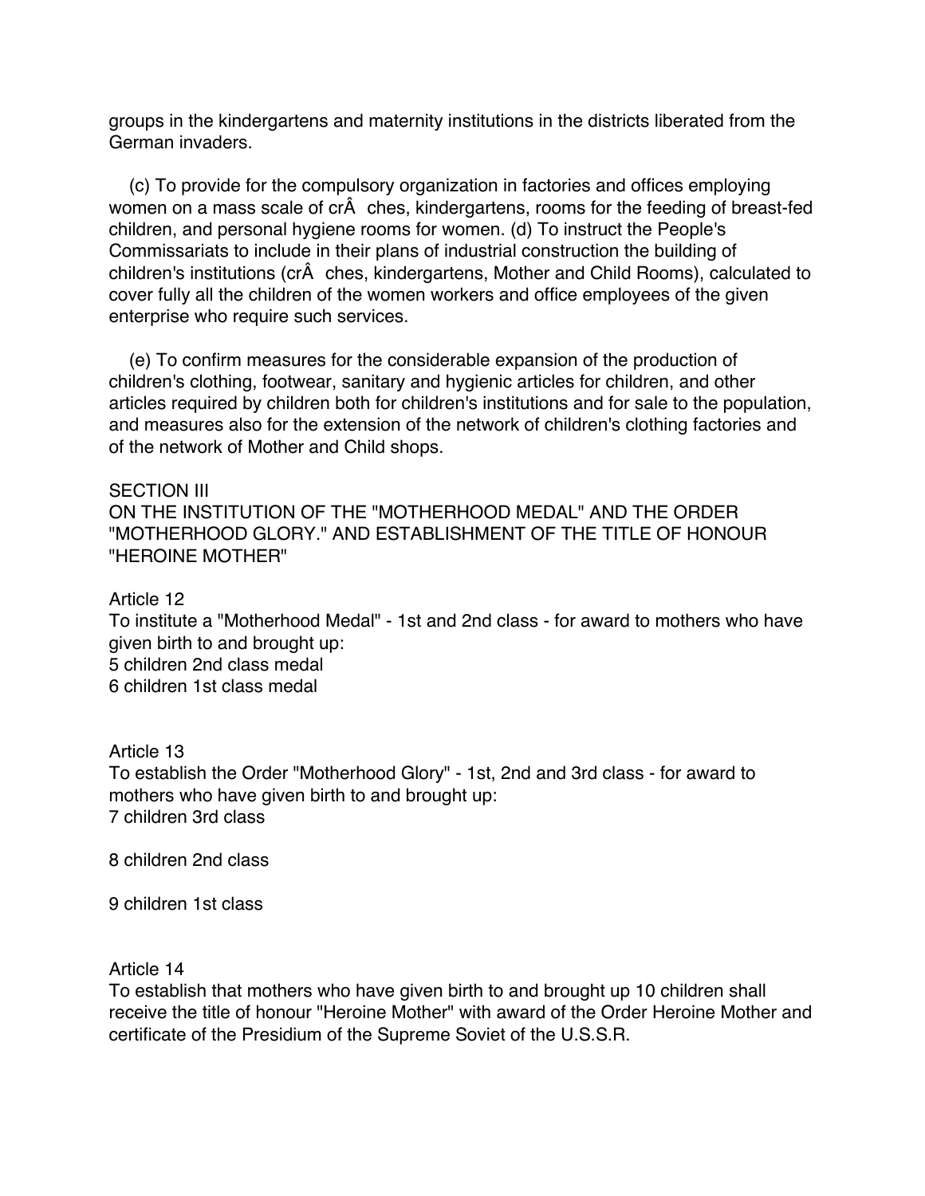groups in the kindergartens and maternity institutions in the districts liberated from the German invaders.

(c) To provide for the compulsory organization in factories and offices employing women on a mass scale of crÂ ches, kindergartens, rooms for the feeding of breast-fed children, and personal hygiene rooms for women. (d) To instruct the People's Commissariats to include in their plans of industrial construction the building of children's institutions (crÂ ches, kindergartens, Mother and Child Rooms), calculated to cover fully all the children of the women workers and office employees of the given enterprise who require such services.

(e) To confirm measures for the considerable expansion of the production of children's clothing, footwear, sanitary and hygienic articles for children, and other articles required by children both for children's institutions and for sale to the population, and measures also for the extension of the network of children's clothing factories and of the network of Mother and Child shops.

## SECTION III
## ON THE INSTITUTION OF THE "MOTHERHOOD MEDAL" AND THE ORDER "MOTHERHOOD GLORY." AND ESTABLISHMENT OF THE TITLE OF HONOUR "HEROINE MOTHER"

### Article 12

To institute a "Motherhood Medal" - 1st and 2nd class - for award to mothers who have given birth to and brought up:
5 children 2nd class medal
6 children 1st class medal

### Article 13

To establish the Order "Motherhood Glory" - 1st, 2nd and 3rd class - for award to mothers who have given birth to and brought up:
7 children 3rd class

8 children 2nd class

9 children 1st class

### Article 14

To establish that mothers who have given birth to and brought up 10 children shall receive the title of honour "Heroine Mother" with award of the Order Heroine Mother and certificate of the Presidium of the Supreme Soviet of the U.S.S.R.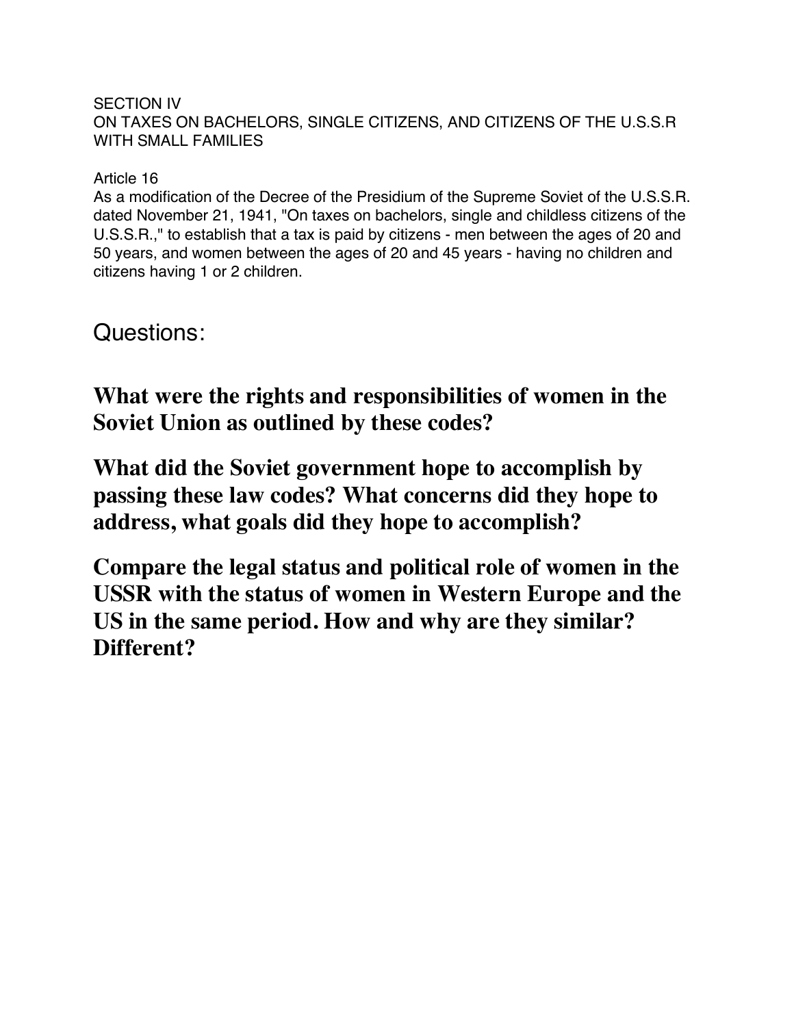SECTION IV
ON TAXES ON BACHELORS, SINGLE CITIZENS, AND CITIZENS OF THE U.S.S.R WITH SMALL FAMILIES

Article 16
As a modification of the Decree of the Presidium of the Supreme Soviet of the U.S.S.R. dated November 21, 1941, "On taxes on bachelors, single and childless citizens of the U.S.S.R.," to establish that a tax is paid by citizens - men between the ages of 20 and 50 years, and women between the ages of 20 and 45 years - having no children and citizens having 1 or 2 children.

## Questions:

**What were the rights and responsibilities of women in the Soviet Union as outlined by these codes?**

**What did the Soviet government hope to accomplish by passing these law codes? What concerns did they hope to address, what goals did they hope to accomplish?**

**Compare the legal status and political role of women in the USSR with the status of women in Western Europe and the US in the same period. How and why are they similar? Different?**